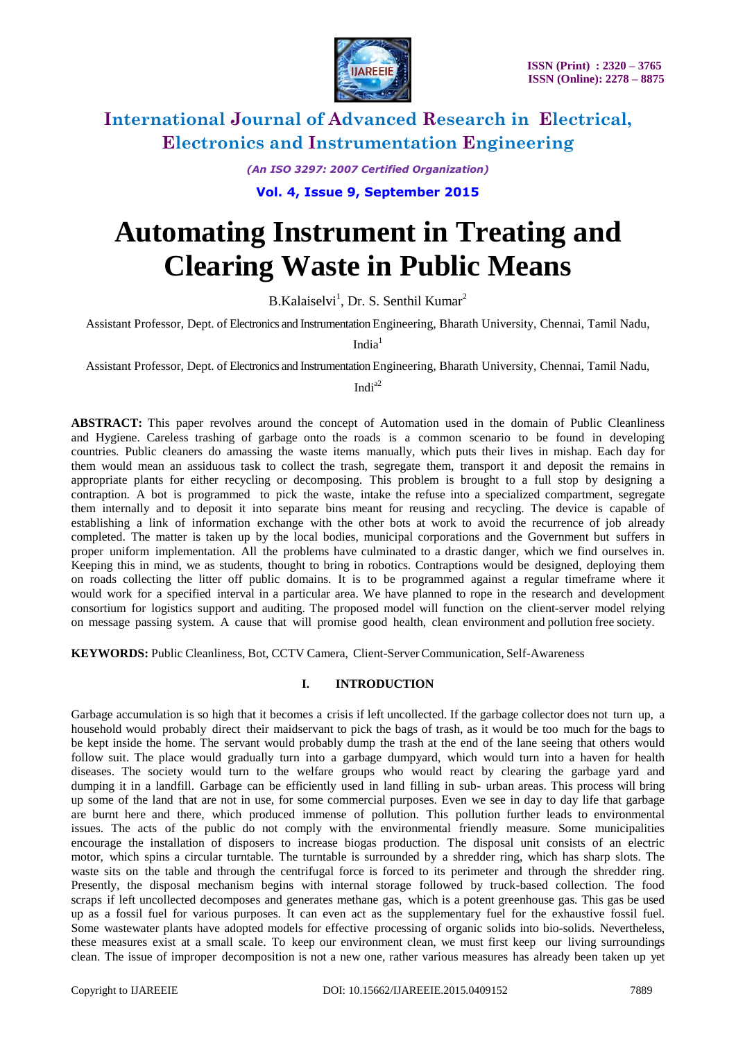# Automating Instrument in Treating and Clearing Waste in Public Means

B.Kalaiselvi[1], Dr. S. Senthil Kumar[2]

Assistant Professor, Dept. of Electronics and Instrumentation Engineering, Bharath University, Chennai, Tamil Nadu, India[1]

Assistant Professor, Dept. of Electronics and Instrumentation Engineering, Bharath University, Chennai, Tamil Nadu, Indi[a2]

**ABSTRACT:** This paper revolves around the concept of Automation used in the domain of Public Cleanliness and Hygiene. Careless trashing of garbage onto the roads is a common scenario to be found in developing countries. Public cleaners do amassing the waste items manually, which puts their lives in mishap. Each day for them would mean an assiduous task to collect the trash, segregate them, transport it and deposit the remains in appropriate plants for either recycling or decomposing. This problem is brought to a full stop by designing a contraption. A bot is programmed to pick the waste, intake the refuse into a specialized compartment, segregate them internally and to deposit it into separate bins meant for reusing and recycling. The device is capable of establishing a link of information exchange with the other bots at work to avoid the recurrence of job already completed. The matter is taken up by the local bodies, municipal corporations and the Government but suffers in proper uniform implementation. All the problems have culminated to a drastic danger, which we find ourselves in. Keeping this in mind, we as students, thought to bring in robotics. Contraptions would be designed, deploying them on roads collecting the litter off public domains. It is to be programmed against a regular timeframe where it would work for a specified interval in a particular area. We have planned to rope in the research and development consortium for logistics support and auditing. The proposed model will function on the client-server model relying on message passing system. A cause that will promise good health, clean environment and pollution free society.

**KEYWORDS:** Public Cleanliness, Bot, CCTV Camera, Client-Server Communication, Self-Awareness

## I. INTRODUCTION

Garbage accumulation is so high that it becomes a crisis if left uncollected. If the garbage collector does not turn up, a household would probably direct their maidservant to pick the bags of trash, as it would be too much for the bags to be kept inside the home. The servant would probably dump the trash at the end of the lane seeing that others would follow suit. The place would gradually turn into a garbage dumpyard, which would turn into a haven for health diseases. The society would turn to the welfare groups who would react by clearing the garbage yard and dumping it in a landfill. Garbage can be efficiently used in land filling in sub- urban areas. This process will bring up some of the land that are not in use, for some commercial purposes. Even we see in day to day life that garbage are burnt here and there, which produced immense of pollution. This pollution further leads to environmental issues. The acts of the public do not comply with the environmental friendly measure. Some municipalities encourage the installation of disposers to increase biogas production. The disposal unit consists of an electric motor, which spins a circular turntable. The turntable is surrounded by a shredder ring, which has sharp slots. The waste sits on the table and through the centrifugal force is forced to its perimeter and through the shredder ring. Presently, the disposal mechanism begins with internal storage followed by truck-based collection. The food scraps if left uncollected decomposes and generates methane gas, which is a potent greenhouse gas. This gas be used up as a fossil fuel for various purposes. It can even act as the supplementary fuel for the exhaustive fossil fuel. Some wastewater plants have adopted models for effective processing of organic solids into bio-solids. Nevertheless, these measures exist at a small scale. To keep our environment clean, we must first keep our living surroundings clean. The issue of improper decomposition is not a new one, rather various measures has already been taken up yet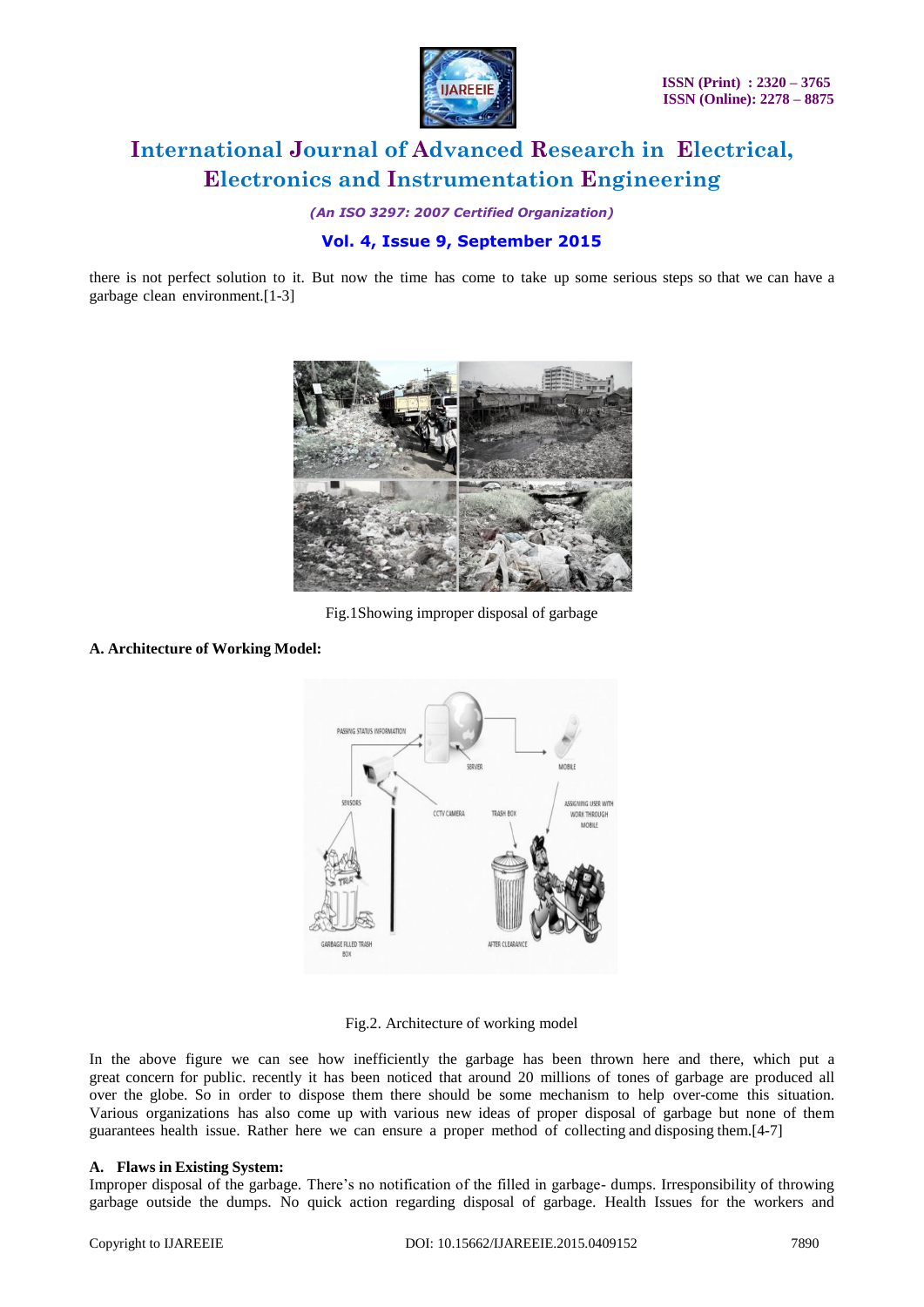there is not perfect solution to it. But now the time has come to take up some serious steps so that we can have a garbage clean environment.[1-3]

Fig.1Showing improper disposal of garbage

**A. Architecture of Working Model:**

Fig.2. Architecture of working model

In the above figure we can see how inefficiently the garbage has been thrown here and there, which put a great concern for public. recently it has been noticed that around 20 millions of tones of garbage are produced all over the globe. So in order to dispose them there should be some mechanism to help over-come this situation. Various organizations has also come up with various new ideas of proper disposal of garbage but none of them guarantees health issue. Rather here we can ensure a proper method of collecting and disposing them.[4-7]

**A. Flaws in Existing System:**

Improper disposal of the garbage. There's no notification of the filled in garbage- dumps. Irresponsibility of throwing garbage outside the dumps. No quick action regarding disposal of garbage. Health Issues for the workers and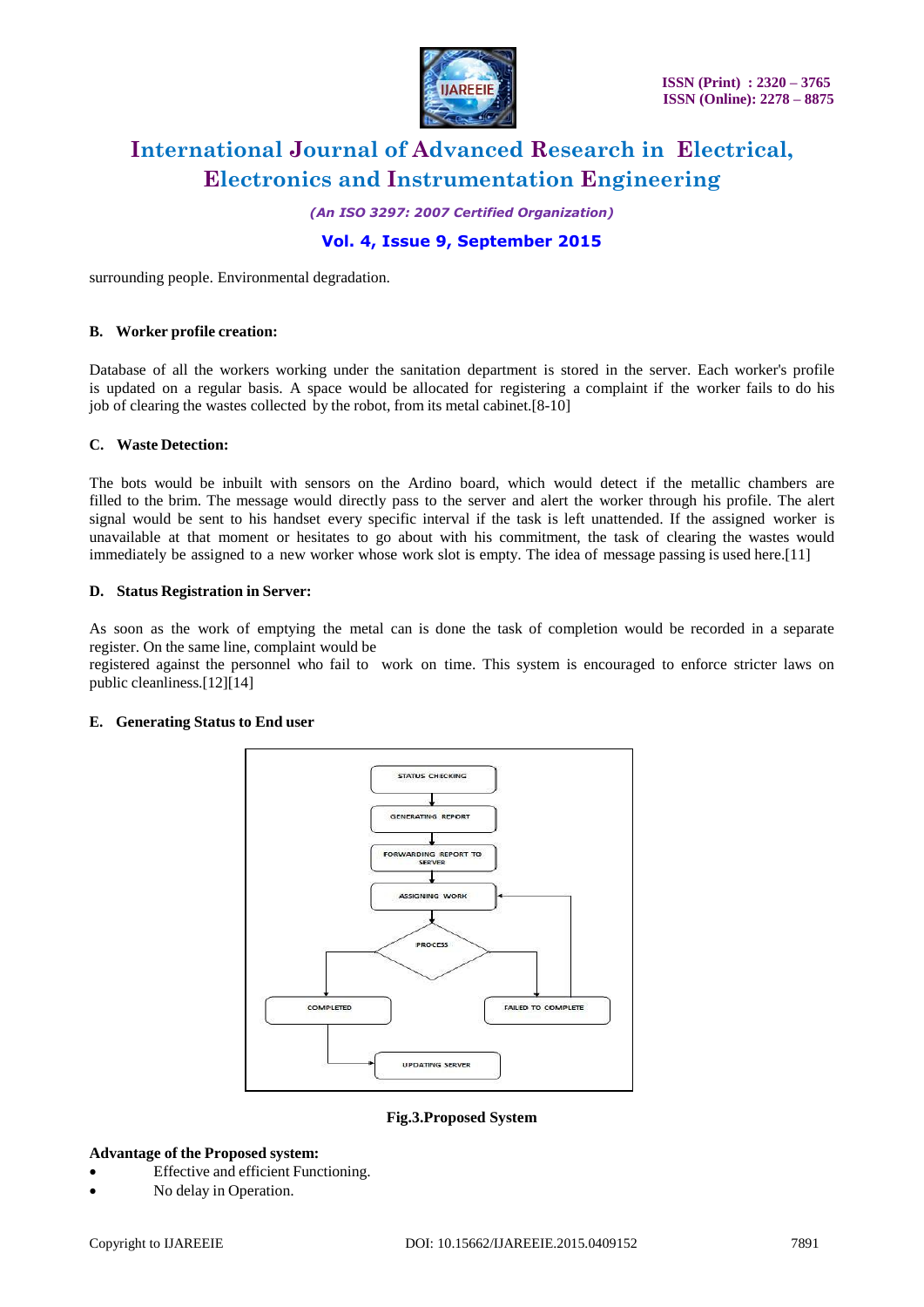surrounding people. Environmental degradation.

### B. Worker profile creation:

Database of all the workers working under the sanitation department is stored in the server. Each worker's profile is updated on a regular basis. A space would be allocated for registering a complaint if the worker fails to do his job of clearing the wastes collected by the robot, from its metal cabinet.[8-10]

### C. Waste Detection:

The bots would be inbuilt with sensors on the Ardino board, which would detect if the metallic chambers are filled to the brim. The message would directly pass to the server and alert the worker through his profile. The alert signal would be sent to his handset every specific interval if the task is left unattended. If the assigned worker is unavailable at that moment or hesitates to go about with his commitment, the task of clearing the wastes would immediately be assigned to a new worker whose work slot is empty. The idea of message passing is used here.[11]

### D. Status Registration in Server:

As soon as the work of emptying the metal can is done the task of completion would be recorded in a separate register. On the same line, complaint would be
registered against the personnel who fail to work on time. This system is encouraged to enforce stricter laws on public cleanliness.[12][14]

### E. Generating Status to End user

STATUS CHECKING → GENERATING REPORT → FORWARDING REPORT TO SERVER → ASSIGNING WORK → PROCESS → COMPLETED → UPDATING SERVER; PROCESS → FAILED TO COMPLETE → ASSIGNING WORK

**Fig.3.Proposed System**

**Advantage of the Proposed system:**

- Effective and efficient Functioning.
- No delay in Operation.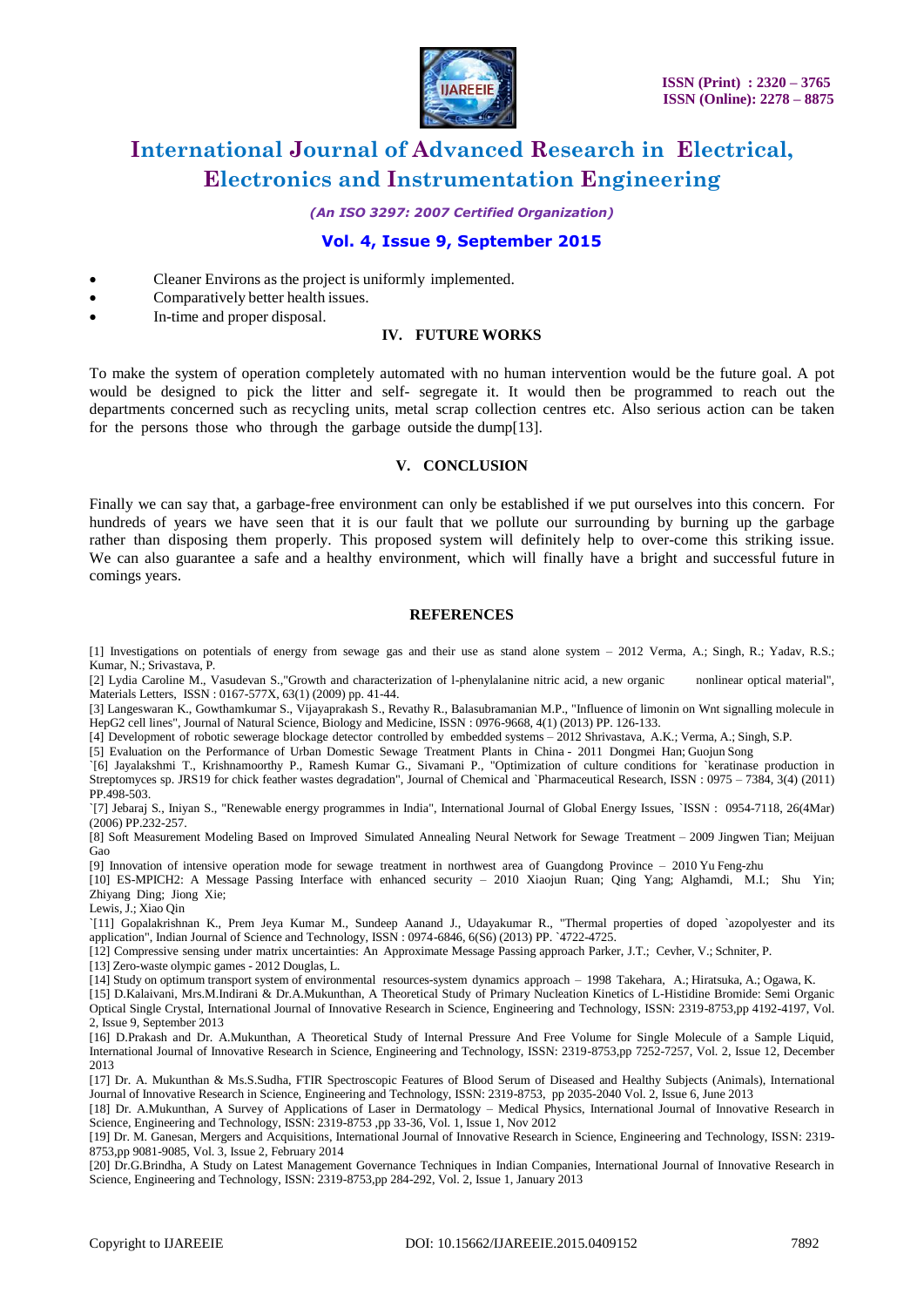- Cleaner Environs as the project is uniformly implemented.
- Comparatively better health issues.
- In-time and proper disposal.

## IV. FUTURE WORKS

To make the system of operation completely automated with no human intervention would be the future goal. A pot would be designed to pick the litter and self- segregate it. It would then be programmed to reach out the departments concerned such as recycling units, metal scrap collection centres etc. Also serious action can be taken for the persons those who through the garbage outside the dump[13].

## V. CONCLUSION

Finally we can say that, a garbage-free environment can only be established if we put ourselves into this concern. For hundreds of years we have seen that it is our fault that we pollute our surrounding by burning up the garbage rather than disposing them properly. This proposed system will definitely help to over-come this striking issue. We can also guarantee a safe and a healthy environment, which will finally have a bright and successful future in comings years.

## REFERENCES

[1] Investigations on potentials of energy from sewage gas and their use as stand alone system – 2012 Verma, A.; Singh, R.; Yadav, R.S.; Kumar, N.; Srivastava, P.

[2] Lydia Caroline M., Vasudevan S.,"Growth and characterization of l-phenylalanine nitric acid, a new organic nonlinear optical material", Materials Letters, ISSN : 0167-577X, 63(1) (2009) pp. 41-44.

[3] Langeswaran K., Gowthamkumar S., Vijayaprakash S., Revathy R., Balasubramanian M.P., "Influence of limonin on Wnt signalling molecule in HepG2 cell lines", Journal of Natural Science, Biology and Medicine, ISSN : 0976-9668, 4(1) (2013) PP. 126-133.

[4] Development of robotic sewerage blockage detector controlled by embedded systems – 2012 Shrivastava, A.K.; Verma, A.; Singh, S.P.

[5] Evaluation on the Performance of Urban Domestic Sewage Treatment Plants in China - 2011 Dongmei Han; Guojun Song

`[6] Jayalakshmi T., Krishnamoorthy P., Ramesh Kumar G., Sivamani P., "Optimization of culture conditions for `keratinase production in Streptomyces sp. JRS19 for chick feather wastes degradation", Journal of Chemical and `Pharmaceutical Research, ISSN : 0975 – 7384, 3(4) (2011) PP.498-503.

`[7] Jebaraj S., Iniyan S., "Renewable energy programmes in India", International Journal of Global Energy Issues, `ISSN : 0954-7118, 26(4Mar) (2006) PP.232-257.

[8] Soft Measurement Modeling Based on Improved Simulated Annealing Neural Network for Sewage Treatment – 2009 Jingwen Tian; Meijuan Gao

[9] Innovation of intensive operation mode for sewage treatment in northwest area of Guangdong Province – 2010 Yu Feng-zhu

[10] ES-MPICH2: A Message Passing Interface with enhanced security – 2010 Xiaojun Ruan; Qing Yang; Alghamdi, M.I.; Shu Yin; Zhiyang Ding; Jiong Xie; Lewis, J.; Xiao Qin

`[11] Gopalakrishnan K., Prem Jeya Kumar M., Sundeep Aanand J., Udayakumar R., "Thermal properties of doped `azopolyester and its application", Indian Journal of Science and Technology, ISSN : 0974-6846, 6(S6) (2013) PP. `4722-4725.

[12] Compressive sensing under matrix uncertainties: An Approximate Message Passing approach Parker, J.T.; Cevher, V.; Schniter, P.

[13] Zero-waste olympic games - 2012 Douglas, L.

[14] Study on optimum transport system of environmental resources-system dynamics approach – 1998 Takehara, A.; Hiratsuka, A.; Ogawa, K.

[15] D.Kalaivani, Mrs.M.Indirani & Dr.A.Mukunthan, A Theoretical Study of Primary Nucleation Kinetics of L-Histidine Bromide: Semi Organic Optical Single Crystal, International Journal of Innovative Research in Science, Engineering and Technology, ISSN: 2319-8753,pp 4192-4197, Vol. 2, Issue 9, September 2013

[16] D.Prakash and Dr. A.Mukunthan, A Theoretical Study of Internal Pressure And Free Volume for Single Molecule of a Sample Liquid, International Journal of Innovative Research in Science, Engineering and Technology, ISSN: 2319-8753,pp 7252-7257, Vol. 2, Issue 12, December 2013

[17] Dr. A. Mukunthan & Ms.S.Sudha, FTIR Spectroscopic Features of Blood Serum of Diseased and Healthy Subjects (Animals), International Journal of Innovative Research in Science, Engineering and Technology, ISSN: 2319-8753, pp 2035-2040 Vol. 2, Issue 6, June 2013

[18] Dr. A.Mukunthan, A Survey of Applications of Laser in Dermatology – Medical Physics, International Journal of Innovative Research in Science, Engineering and Technology, ISSN: 2319-8753 ,pp 33-36, Vol. 1, Issue 1, Nov 2012

[19] Dr. M. Ganesan, Mergers and Acquisitions, International Journal of Innovative Research in Science, Engineering and Technology, ISSN: 2319-8753,pp 9081-9085, Vol. 3, Issue 2, February 2014

[20] Dr.G.Brindha, A Study on Latest Management Governance Techniques in Indian Companies, International Journal of Innovative Research in Science, Engineering and Technology, ISSN: 2319-8753,pp 284-292, Vol. 2, Issue 1, January 2013